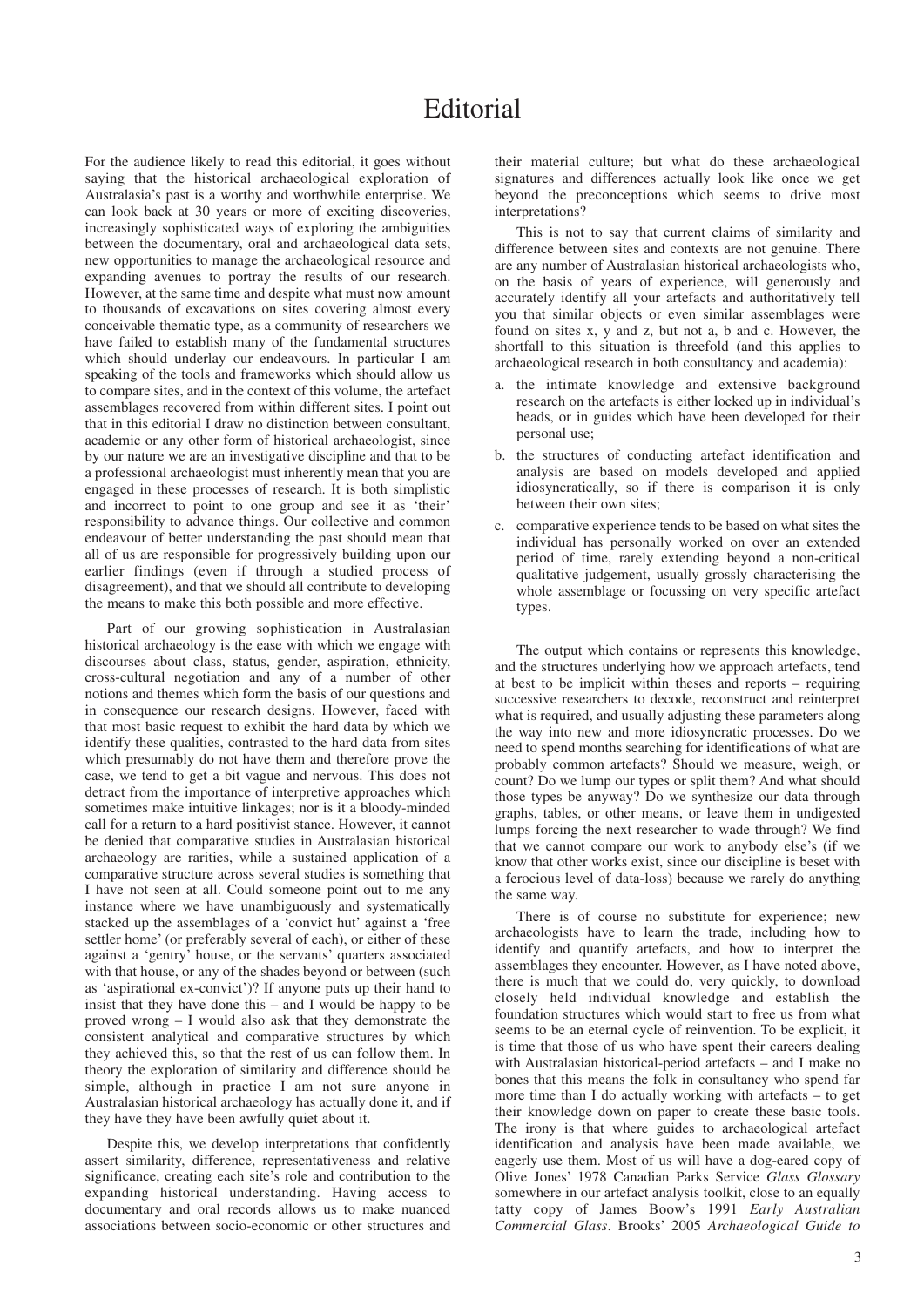# Editorial

For the audience likely to read this editorial, it goes without saying that the historical archaeological exploration of Australasia's past is a worthy and worthwhile enterprise. We can look back at 30 years or more of exciting discoveries, increasingly sophisticated ways of exploring the ambiguities between the documentary, oral and archaeological data sets, new opportunities to manage the archaeological resource and expanding avenues to portray the results of our research. However, at the same time and despite what must now amount to thousands of excavations on sites covering almost every conceivable thematic type, as a community of researchers we have failed to establish many of the fundamental structures which should underlay our endeavours. In particular I am speaking of the tools and frameworks which should allow us to compare sites, and in the context of this volume, the artefact assemblages recovered from within different sites. I point out that in this editorial I draw no distinction between consultant, academic or any other form of historical archaeologist, since by our nature we are an investigative discipline and that to be a professional archaeologist must inherently mean that you are engaged in these processes of research. It is both simplistic and incorrect to point to one group and see it as 'their' responsibility to advance things. Our collective and common endeavour of better understanding the past should mean that all of us are responsible for progressively building upon our earlier findings (even if through a studied process of disagreement), and that we should all contribute to developing the means to make this both possible and more effective.

Part of our growing sophistication in Australasian historical archaeology is the ease with which we engage with discourses about class, status, gender, aspiration, ethnicity, cross-cultural negotiation and any of a number of other notions and themes which form the basis of our questions and in consequence our research designs. However, faced with that most basic request to exhibit the hard data by which we identify these qualities, contrasted to the hard data from sites which presumably do not have them and therefore prove the case, we tend to get a bit vague and nervous. This does not detract from the importance of interpretive approaches which sometimes make intuitive linkages; nor is it a bloody-minded call for a return to a hard positivist stance. However, it cannot be denied that comparative studies in Australasian historical archaeology are rarities, while a sustained application of a comparative structure across several studies is something that I have not seen at all. Could someone point out to me any instance where we have unambiguously and systematically stacked up the assemblages of a 'convict hut' against a 'free settler home' (or preferably several of each), or either of these against a 'gentry' house, or the servants' quarters associated with that house, or any of the shades beyond or between (such as 'aspirational ex-convict')? If anyone puts up their hand to insist that they have done this – and I would be happy to be proved wrong – I would also ask that they demonstrate the consistent analytical and comparative structures by which they achieved this, so that the rest of us can follow them. In theory the exploration of similarity and difference should be simple, although in practice I am not sure anyone in Australasian historical archaeology has actually done it, and if they have they have been awfully quiet about it.

Despite this, we develop interpretations that confidently assert similarity, difference, representativeness and relative significance, creating each site's role and contribution to the expanding historical understanding. Having access to documentary and oral records allows us to make nuanced associations between socio-economic or other structures and their material culture; but what do these archaeological signatures and differences actually look like once we get beyond the preconceptions which seems to drive most interpretations?

This is not to say that current claims of similarity and difference between sites and contexts are not genuine. There are any number of Australasian historical archaeologists who, on the basis of years of experience, will generously and accurately identify all your artefacts and authoritatively tell you that similar objects or even similar assemblages were found on sites x, y and z, but not a, b and c. However, the shortfall to this situation is threefold (and this applies to archaeological research in both consultancy and academia):

a. the intimate knowledge and extensive background research on the artefacts is either locked up in individual's heads, or in guides which have been developed for their personal use;
b. the structures of conducting artefact identification and analysis are based on models developed and applied idiosyncratically, so if there is comparison it is only between their own sites;
c. comparative experience tends to be based on what sites the individual has personally worked on over an extended period of time, rarely extending beyond a non-critical qualitative judgement, usually grossly characterising the whole assemblage or focussing on very specific artefact types.

The output which contains or represents this knowledge, and the structures underlying how we approach artefacts, tend at best to be implicit within theses and reports – requiring successive researchers to decode, reconstruct and reinterpret what is required, and usually adjusting these parameters along the way into new and more idiosyncratic processes. Do we need to spend months searching for identifications of what are probably common artefacts? Should we measure, weigh, or count? Do we lump our types or split them? And what should those types be anyway? Do we synthesize our data through graphs, tables, or other means, or leave them in undigested lumps forcing the next researcher to wade through? We find that we cannot compare our work to anybody else's (if we know that other works exist, since our discipline is beset with a ferocious level of data-loss) because we rarely do anything the same way.

There is of course no substitute for experience; new archaeologists have to learn the trade, including how to identify and quantify artefacts, and how to interpret the assemblages they encounter. However, as I have noted above, there is much that we could do, very quickly, to download closely held individual knowledge and establish the foundation structures which would start to free us from what seems to be an eternal cycle of reinvention. To be explicit, it is time that those of us who have spent their careers dealing with Australasian historical-period artefacts – and I make no bones that this means the folk in consultancy who spend far more time than I do actually working with artefacts – to get their knowledge down on paper to create these basic tools. The irony is that where guides to archaeological artefact identification and analysis have been made available, we eagerly use them. Most of us will have a dog-eared copy of Olive Jones' 1978 Canadian Parks Service *Glass Glossary* somewhere in our artefact analysis toolkit, close to an equally tatty copy of James Boow's 1991 *Early Australian Commercial Glass*. Brooks' 2005 *Archaeological Guide to*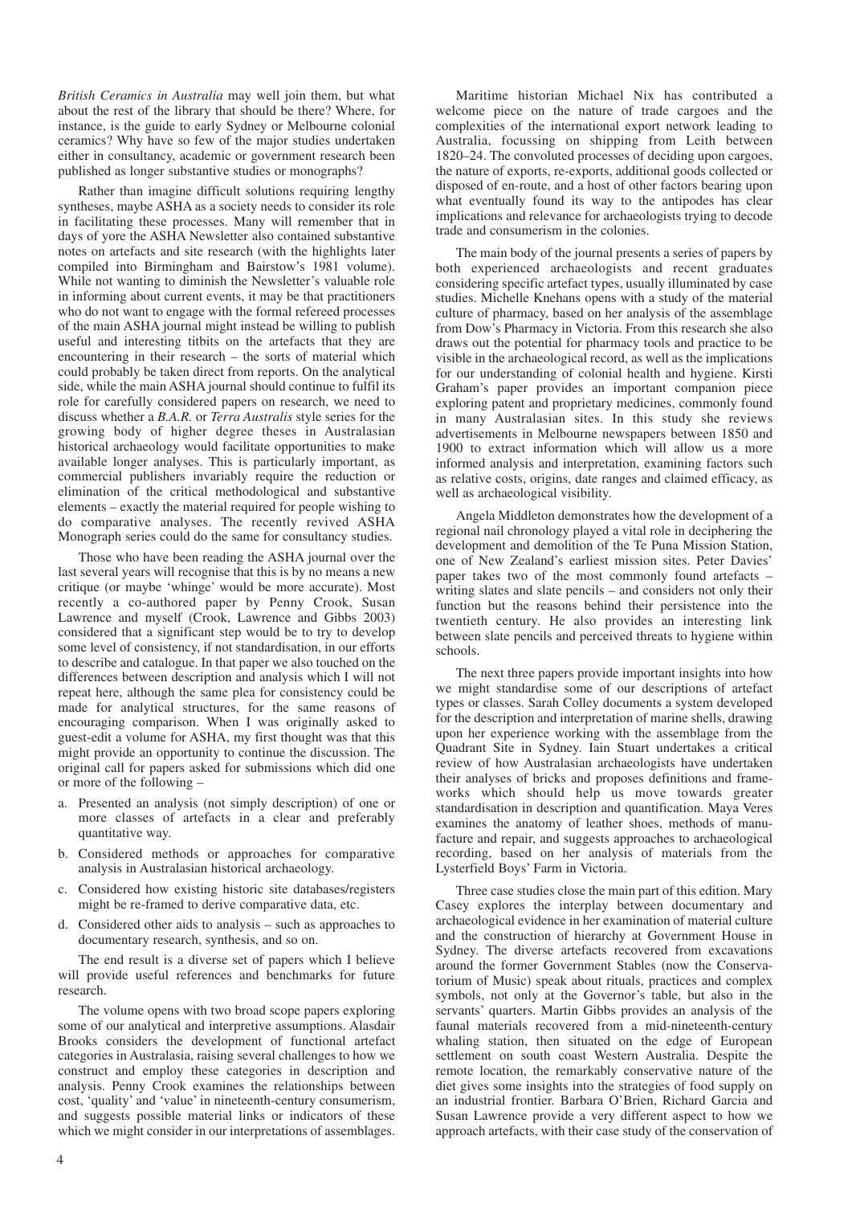*British Ceramics in Australia* may well join them, but what about the rest of the library that should be there? Where, for instance, is the guide to early Sydney or Melbourne colonial ceramics? Why have so few of the major studies undertaken either in consultancy, academic or government research been published as longer substantive studies or monographs?

Rather than imagine difficult solutions requiring lengthy syntheses, maybe ASHA as a society needs to consider its role in facilitating these processes. Many will remember that in days of yore the ASHA Newsletter also contained substantive notes on artefacts and site research (with the highlights later compiled into Birmingham and Bairstow's 1981 volume). While not wanting to diminish the Newsletter's valuable role in informing about current events, it may be that practitioners who do not want to engage with the formal refereed processes of the main ASHA journal might instead be willing to publish useful and interesting titbits on the artefacts that they are encountering in their research – the sorts of material which could probably be taken direct from reports. On the analytical side, while the main ASHA journal should continue to fulfil its role for carefully considered papers on research, we need to discuss whether a *B.A.R.* or *Terra Australis* style series for the growing body of higher degree theses in Australasian historical archaeology would facilitate opportunities to make available longer analyses. This is particularly important, as commercial publishers invariably require the reduction or elimination of the critical methodological and substantive elements – exactly the material required for people wishing to do comparative analyses. The recently revived ASHA Monograph series could do the same for consultancy studies.

Those who have been reading the ASHA journal over the last several years will recognise that this is by no means a new critique (or maybe 'whinge' would be more accurate). Most recently a co-authored paper by Penny Crook, Susan Lawrence and myself (Crook, Lawrence and Gibbs 2003) considered that a significant step would be to try to develop some level of consistency, if not standardisation, in our efforts to describe and catalogue. In that paper we also touched on the differences between description and analysis which I will not repeat here, although the same plea for consistency could be made for analytical structures, for the same reasons of encouraging comparison. When I was originally asked to guest-edit a volume for ASHA, my first thought was that this might provide an opportunity to continue the discussion. The original call for papers asked for submissions which did one or more of the following –

a. Presented an analysis (not simply description) of one or more classes of artefacts in a clear and preferably quantitative way.
b. Considered methods or approaches for comparative analysis in Australasian historical archaeology.
c. Considered how existing historic site databases/registers might be re-framed to derive comparative data, etc.
d. Considered other aids to analysis – such as approaches to documentary research, synthesis, and so on.

The end result is a diverse set of papers which I believe will provide useful references and benchmarks for future research.

The volume opens with two broad scope papers exploring some of our analytical and interpretive assumptions. Alasdair Brooks considers the development of functional artefact categories in Australasia, raising several challenges to how we construct and employ these categories in description and analysis. Penny Crook examines the relationships between cost, 'quality' and 'value' in nineteenth-century consumerism, and suggests possible material links or indicators of these which we might consider in our interpretations of assemblages.

Maritime historian Michael Nix has contributed a welcome piece on the nature of trade cargoes and the complexities of the international export network leading to Australia, focussing on shipping from Leith between 1820–24. The convoluted processes of deciding upon cargoes, the nature of exports, re-exports, additional goods collected or disposed of en-route, and a host of other factors bearing upon what eventually found its way to the antipodes has clear implications and relevance for archaeologists trying to decode trade and consumerism in the colonies.

The main body of the journal presents a series of papers by both experienced archaeologists and recent graduates considering specific artefact types, usually illuminated by case studies. Michelle Knehans opens with a study of the material culture of pharmacy, based on her analysis of the assemblage from Dow's Pharmacy in Victoria. From this research she also draws out the potential for pharmacy tools and practice to be visible in the archaeological record, as well as the implications for our understanding of colonial health and hygiene. Kirsti Graham's paper provides an important companion piece exploring patent and proprietary medicines, commonly found in many Australasian sites. In this study she reviews advertisements in Melbourne newspapers between 1850 and 1900 to extract information which will allow us a more informed analysis and interpretation, examining factors such as relative costs, origins, date ranges and claimed efficacy, as well as archaeological visibility.

Angela Middleton demonstrates how the development of a regional nail chronology played a vital role in deciphering the development and demolition of the Te Puna Mission Station, one of New Zealand's earliest mission sites. Peter Davies' paper takes two of the most commonly found artefacts – writing slates and slate pencils – and considers not only their function but the reasons behind their persistence into the twentieth century. He also provides an interesting link between slate pencils and perceived threats to hygiene within schools.

The next three papers provide important insights into how we might standardise some of our descriptions of artefact types or classes. Sarah Colley documents a system developed for the description and interpretation of marine shells, drawing upon her experience working with the assemblage from the Quadrant Site in Sydney. Iain Stuart undertakes a critical review of how Australasian archaeologists have undertaken their analyses of bricks and proposes definitions and frameworks which should help us move towards greater standardisation in description and quantification. Maya Veres examines the anatomy of leather shoes, methods of manufacture and repair, and suggests approaches to archaeological recording, based on her analysis of materials from the Lysterfield Boys' Farm in Victoria.

Three case studies close the main part of this edition. Mary Casey explores the interplay between documentary and archaeological evidence in her examination of material culture and the construction of hierarchy at Government House in Sydney. The diverse artefacts recovered from excavations around the former Government Stables (now the Conservatorium of Music) speak about rituals, practices and complex symbols, not only at the Governor's table, but also in the servants' quarters. Martin Gibbs provides an analysis of the faunal materials recovered from a mid-nineteenth-century whaling station, then situated on the edge of European settlement on south coast Western Australia. Despite the remote location, the remarkably conservative nature of the diet gives some insights into the strategies of food supply on an industrial frontier. Barbara O'Brien, Richard Garcia and Susan Lawrence provide a very different aspect to how we approach artefacts, with their case study of the conservation of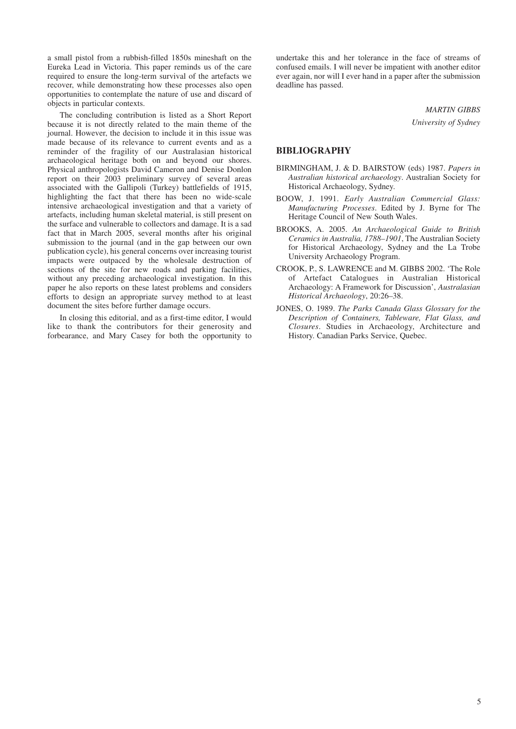a small pistol from a rubbish-filled 1850s mineshaft on the Eureka Lead in Victoria. This paper reminds us of the care required to ensure the long-term survival of the artefacts we recover, while demonstrating how these processes also open opportunities to contemplate the nature of use and discard of objects in particular contexts.

The concluding contribution is listed as a Short Report because it is not directly related to the main theme of the journal. However, the decision to include it in this issue was made because of its relevance to current events and as a reminder of the fragility of our Australasian historical archaeological heritage both on and beyond our shores. Physical anthropologists David Cameron and Denise Donlon report on their 2003 preliminary survey of several areas associated with the Gallipoli (Turkey) battlefields of 1915, highlighting the fact that there has been no wide-scale intensive archaeological investigation and that a variety of artefacts, including human skeletal material, is still present on the surface and vulnerable to collectors and damage. It is a sad fact that in March 2005, several months after his original submission to the journal (and in the gap between our own publication cycle), his general concerns over increasing tourist impacts were outpaced by the wholesale destruction of sections of the site for new roads and parking facilities, without any preceding archaeological investigation. In this paper he also reports on these latest problems and considers efforts to design an appropriate survey method to at least document the sites before further damage occurs.

In closing this editorial, and as a first-time editor, I would like to thank the contributors for their generosity and forbearance, and Mary Casey for both the opportunity to undertake this and her tolerance in the face of streams of confused emails. I will never be impatient with another editor ever again, nor will I ever hand in a paper after the submission deadline has passed.

*MARTIN GIBBS*

*University of Sydney*

## BIBLIOGRAPHY

BIRMINGHAM, J. & D. BAIRSTOW (eds) 1987. *Papers in Australian historical archaeology*. Australian Society for Historical Archaeology, Sydney.

BOOW, J. 1991. *Early Australian Commercial Glass: Manufacturing Processes*. Edited by J. Byrne for The Heritage Council of New South Wales.

BROOKS, A. 2005. *An Archaeological Guide to British Ceramics in Australia, 1788–1901*, The Australian Society for Historical Archaeology, Sydney and the La Trobe University Archaeology Program.

CROOK, P., S. LAWRENCE and M. GIBBS 2002. 'The Role of Artefact Catalogues in Australian Historical Archaeology: A Framework for Discussion', *Australasian Historical Archaeology*, 20:26–38.

JONES, O. 1989. *The Parks Canada Glass Glossary for the Description of Containers, Tableware, Flat Glass, and Closures*. Studies in Archaeology, Architecture and History. Canadian Parks Service, Quebec.